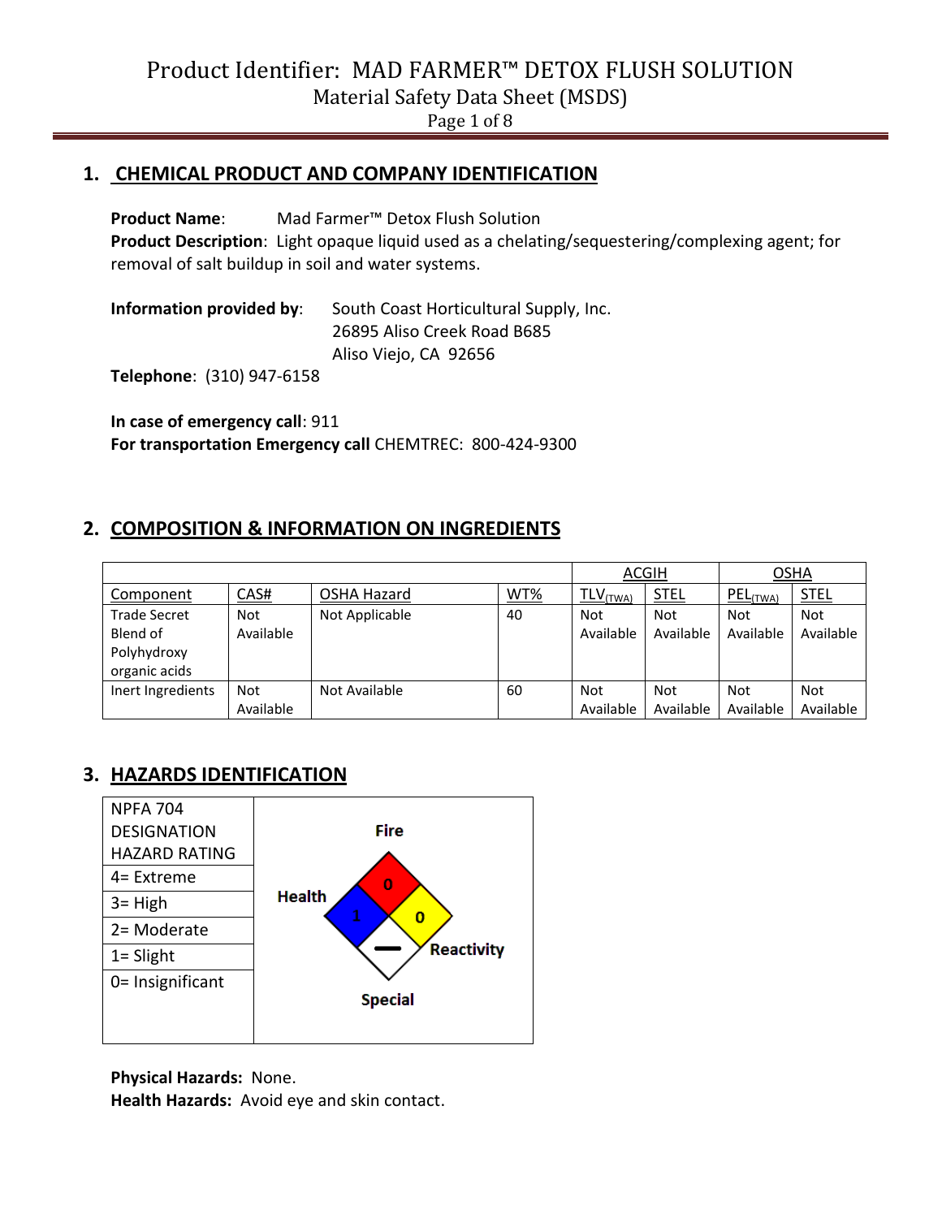# Product Identifier: MAD FARMER™ DETOX FLUSH SOLUTION

Material Safety Data Sheet (MSDS)

## 1. CHEMICAL PRODUCT AND COMPANY IDENTIFICATION

**Product Name**: Mad Farmer™ Detox Flush Solution

**Product Description**: Light opaque liquid used as a chelating/sequestering/complexing agent; for removal of salt buildup in soil and water systems.

**Information provided by**: South Coast Horticultural Supply, Inc.
26895 Aliso Creek Road B685
Aliso Viejo, CA 92656

**Telephone**: (310) 947-6158

**In case of emergency call**: 911

**For transportation Emergency call** CHEMTREC: 800-424-9300

## 2. COMPOSITION & INFORMATION ON INGREDIENTS

| | | | | ACGIH | | OSHA | |
|---|---|---|---|---|---|---|---|
| Component | CAS# | OSHA Hazard | WT% | $TLV_{(TWA)}$ | STEL | $PEL_{(TWA)}$ | STEL |
| Trade Secret Blend of Polyhydroxy organic acids | Not Available | Not Applicable | 40 | Not Available | Not Available | Not Available | Not Available |
| Inert Ingredients | Not Available | Not Available | 60 | Not Available | Not Available | Not Available | Not Available |

## 3. HAZARDS IDENTIFICATION

| NPFA 704 DESIGNATION HAZARD RATING | |
|---|---|
| 4= Extreme | Fire: 0 |
| 3= High | Health: 1 |
| 2= Moderate | Reactivity: 0 |
| 1= Slight | Special: — |
| 0= Insignificant | |

**Physical Hazards:** None.

**Health Hazards:** Avoid eye and skin contact.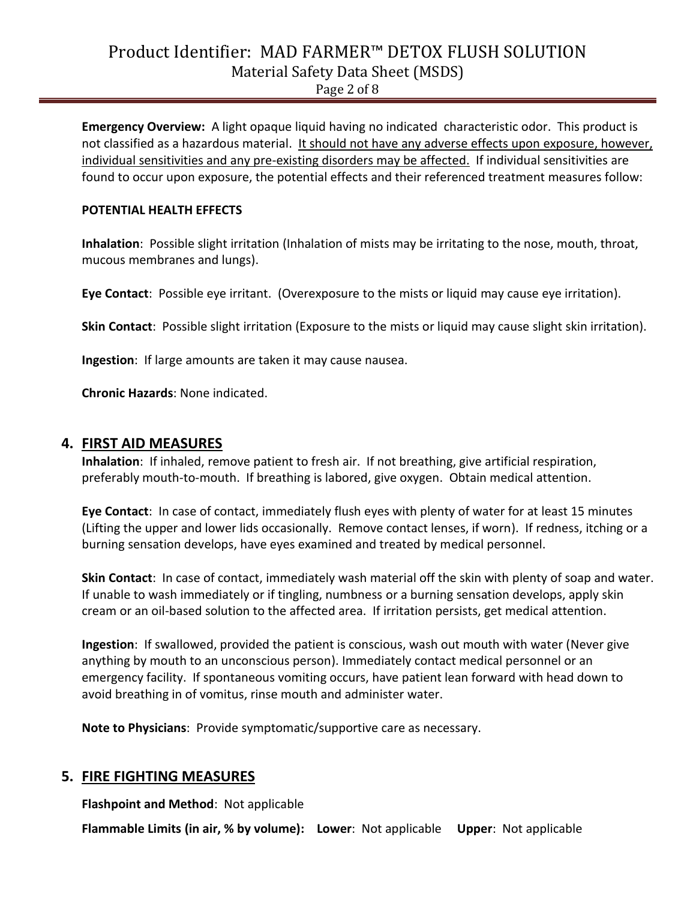**Emergency Overview:** A light opaque liquid having no indicated characteristic odor. This product is not classified as a hazardous material. It should not have any adverse effects upon exposure, however, individual sensitivities and any pre-existing disorders may be affected. If individual sensitivities are found to occur upon exposure, the potential effects and their referenced treatment measures follow:

**POTENTIAL HEALTH EFFECTS**

**Inhalation**: Possible slight irritation (Inhalation of mists may be irritating to the nose, mouth, throat, mucous membranes and lungs).

**Eye Contact**: Possible eye irritant. (Overexposure to the mists or liquid may cause eye irritation).

**Skin Contact**: Possible slight irritation (Exposure to the mists or liquid may cause slight skin irritation).

**Ingestion**: If large amounts are taken it may cause nausea.

**Chronic Hazards**: None indicated.

## 4. FIRST AID MEASURES

**Inhalation**: If inhaled, remove patient to fresh air. If not breathing, give artificial respiration, preferably mouth-to-mouth. If breathing is labored, give oxygen. Obtain medical attention.

**Eye Contact**: In case of contact, immediately flush eyes with plenty of water for at least 15 minutes (Lifting the upper and lower lids occasionally. Remove contact lenses, if worn). If redness, itching or a burning sensation develops, have eyes examined and treated by medical personnel.

**Skin Contact**: In case of contact, immediately wash material off the skin with plenty of soap and water. If unable to wash immediately or if tingling, numbness or a burning sensation develops, apply skin cream or an oil-based solution to the affected area. If irritation persists, get medical attention.

**Ingestion**: If swallowed, provided the patient is conscious, wash out mouth with water (Never give anything by mouth to an unconscious person). Immediately contact medical personnel or an emergency facility. If spontaneous vomiting occurs, have patient lean forward with head down to avoid breathing in of vomitus, rinse mouth and administer water.

**Note to Physicians**: Provide symptomatic/supportive care as necessary.

## 5. FIRE FIGHTING MEASURES

**Flashpoint and Method**: Not applicable

**Flammable Limits (in air, % by volume): Lower**: Not applicable **Upper**: Not applicable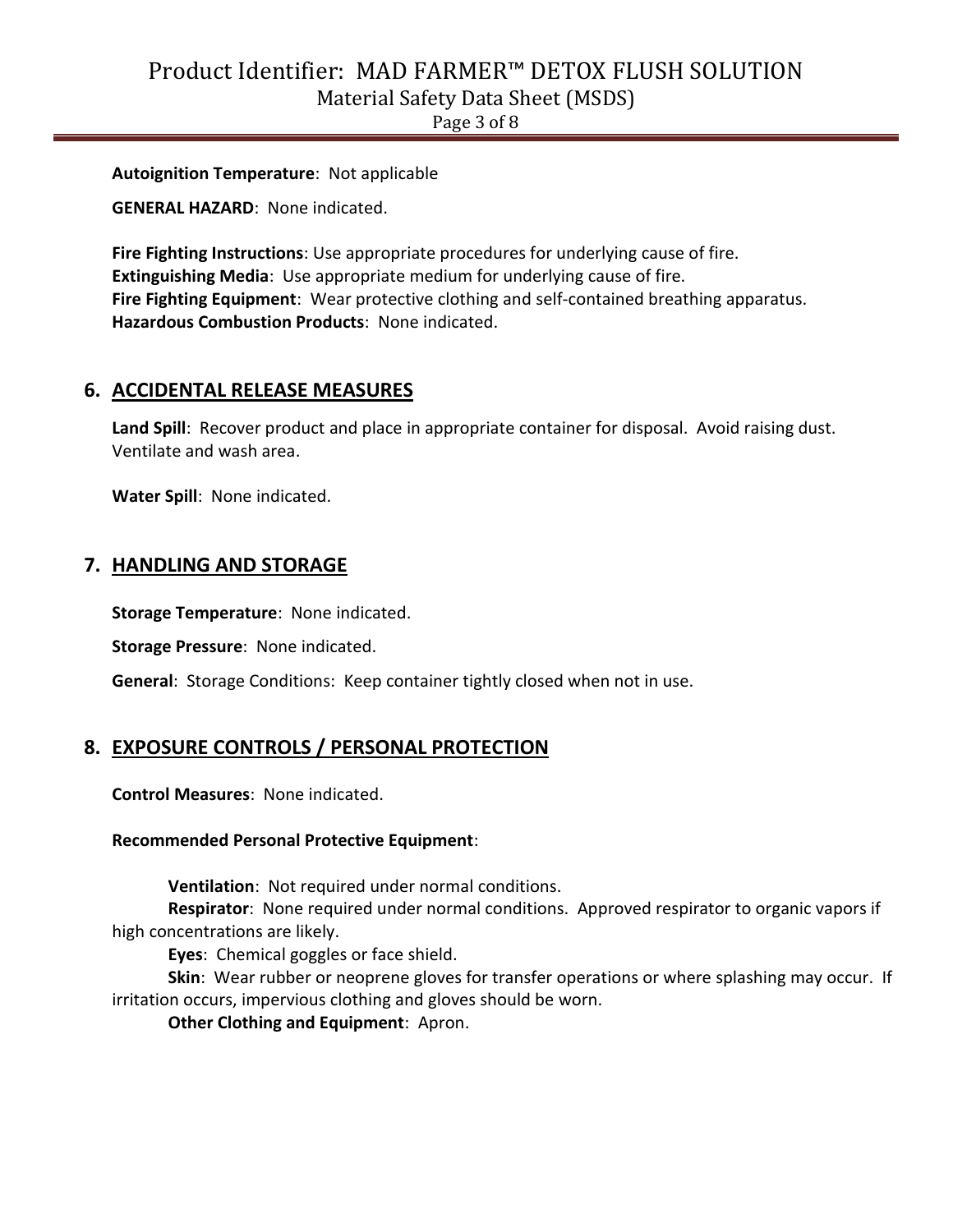**Autoignition Temperature**: Not applicable

**GENERAL HAZARD**: None indicated.

**Fire Fighting Instructions**: Use appropriate procedures for underlying cause of fire.
**Extinguishing Media**: Use appropriate medium for underlying cause of fire.
**Fire Fighting Equipment**: Wear protective clothing and self-contained breathing apparatus.
**Hazardous Combustion Products**: None indicated.

## 6. ACCIDENTAL RELEASE MEASURES

**Land Spill**: Recover product and place in appropriate container for disposal. Avoid raising dust. Ventilate and wash area.

**Water Spill**: None indicated.

## 7. HANDLING AND STORAGE

**Storage Temperature**: None indicated.

**Storage Pressure**: None indicated.

**General**: Storage Conditions: Keep container tightly closed when not in use.

## 8. EXPOSURE CONTROLS / PERSONAL PROTECTION

**Control Measures**: None indicated.

**Recommended Personal Protective Equipment**:

**Ventilation**: Not required under normal conditions.
**Respirator**: None required under normal conditions. Approved respirator to organic vapors if high concentrations are likely.
**Eyes**: Chemical goggles or face shield.
**Skin**: Wear rubber or neoprene gloves for transfer operations or where splashing may occur. If irritation occurs, impervious clothing and gloves should be worn.
**Other Clothing and Equipment**: Apron.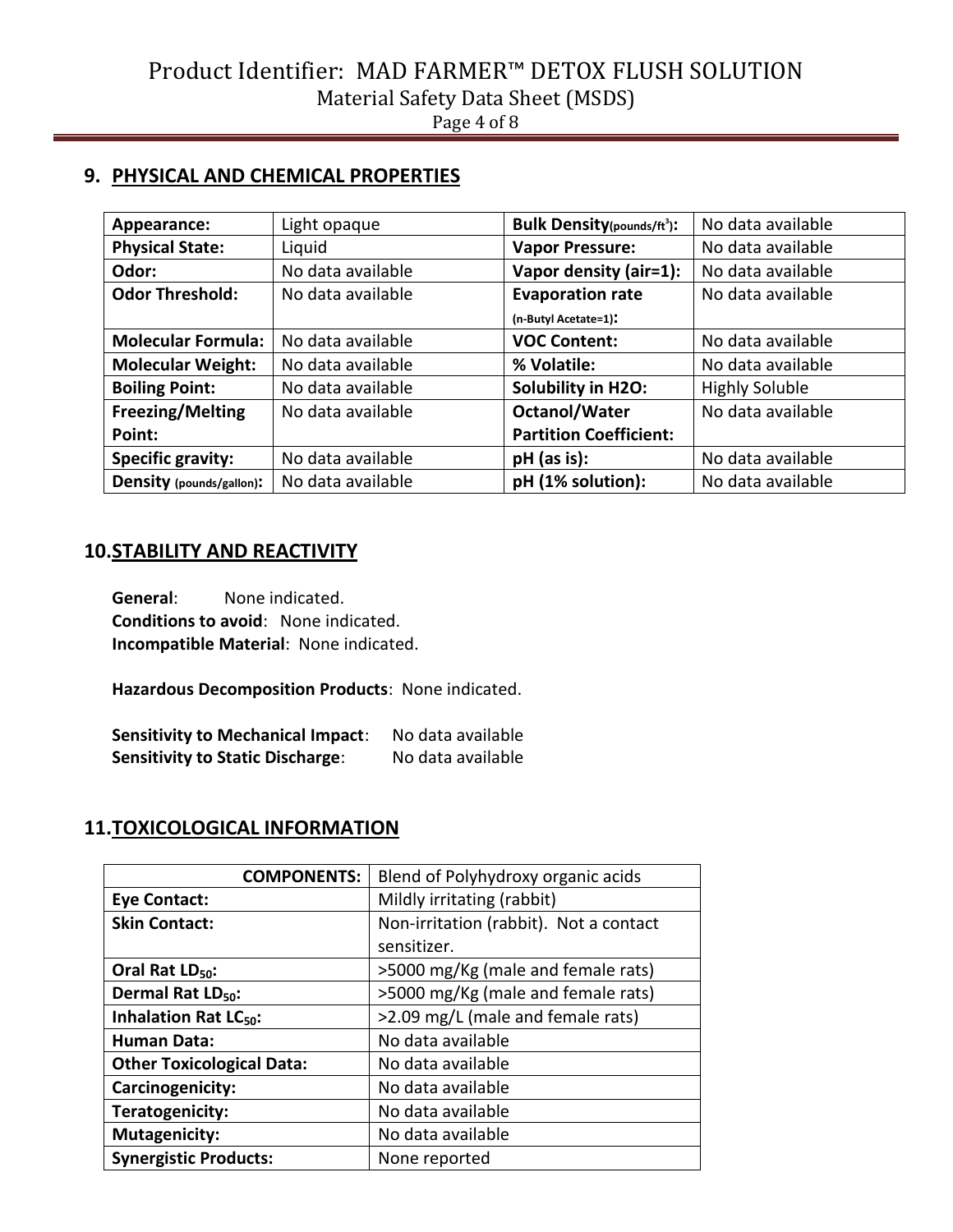## 9. PHYSICAL AND CHEMICAL PROPERTIES

| **Appearance:** | Light opaque | **Bulk Density(pounds/ft$^3$):** | No data available |
|---|---|---|---|
| **Physical State:** | Liquid | **Vapor Pressure:** | No data available |
| **Odor:** | No data available | **Vapor density (air=1):** | No data available |
| **Odor Threshold:** | No data available | **Evaporation rate (n-Butyl Acetate=1):** | No data available |
| **Molecular Formula:** | No data available | **VOC Content:** | No data available |
| **Molecular Weight:** | No data available | **% Volatile:** | No data available |
| **Boiling Point:** | No data available | **Solubility in H2O:** | Highly Soluble |
| **Freezing/Melting Point:** | No data available | **Octanol/Water Partition Coefficient:** | No data available |
| **Specific gravity:** | No data available | **pH (as is):** | No data available |
| **Density (pounds/gallon):** | No data available | **pH (1% solution):** | No data available |

## 10. STABILITY AND REACTIVITY

**General**: None indicated.
**Conditions to avoid**: None indicated.
**Incompatible Material**: None indicated.

**Hazardous Decomposition Products**: None indicated.

**Sensitivity to Mechanical Impact**: No data available
**Sensitivity to Static Discharge**: No data available

## 11. TOXICOLOGICAL INFORMATION

| **COMPONENTS:** | Blend of Polyhydroxy organic acids |
|---|---|
| **Eye Contact:** | Mildly irritating (rabbit) |
| **Skin Contact:** | Non-irritation (rabbit). Not a contact sensitizer. |
| **Oral Rat $LD_{50}$:** | >5000 mg/Kg (male and female rats) |
| **Dermal Rat $LD_{50}$:** | >5000 mg/Kg (male and female rats) |
| **Inhalation Rat $LC_{50}$:** | >2.09 mg/L (male and female rats) |
| **Human Data:** | No data available |
| **Other Toxicological Data:** | No data available |
| **Carcinogenicity:** | No data available |
| **Teratogenicity:** | No data available |
| **Mutagenicity:** | No data available |
| **Synergistic Products:** | None reported |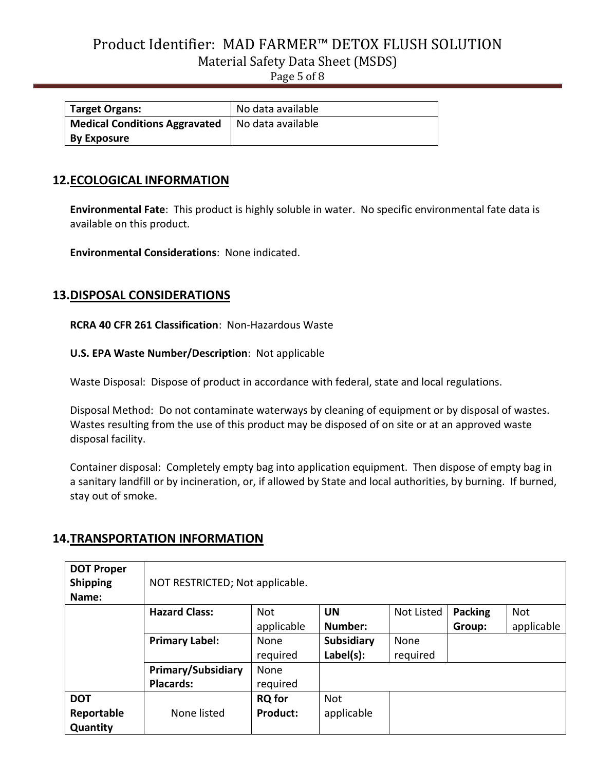| Target Organs: | No data available |
| --- | --- |
| Medical Conditions Aggravated By Exposure | No data available |

## 12. ECOLOGICAL INFORMATION

**Environmental Fate**: This product is highly soluble in water. No specific environmental fate data is available on this product.

**Environmental Considerations**: None indicated.

## 13. DISPOSAL CONSIDERATIONS

**RCRA 40 CFR 261 Classification**: Non-Hazardous Waste

**U.S. EPA Waste Number/Description**: Not applicable

Waste Disposal: Dispose of product in accordance with federal, state and local regulations.

Disposal Method: Do not contaminate waterways by cleaning of equipment or by disposal of wastes. Wastes resulting from the use of this product may be disposed of on site or at an approved waste disposal facility.

Container disposal: Completely empty bag into application equipment. Then dispose of empty bag in a sanitary landfill or by incineration, or, if allowed by State and local authorities, by burning. If burned, stay out of smoke.

## 14. TRANSPORTATION INFORMATION

| DOT Proper Shipping Name: | NOT RESTRICTED; Not applicable. | | | | | |
| --- | --- | --- | --- | --- | --- | --- |
| | **Hazard Class:** | Not applicable | **UN Number:** | Not Listed | **Packing Group:** | Not applicable |
| | **Primary Label:** | None required | **Subsidiary Label(s):** | None required | | |
| | **Primary/Subsidiary Placards:** | None required | | | | |
| **DOT Reportable Quantity** | None listed | **RQ for Product:** | Not applicable | | | |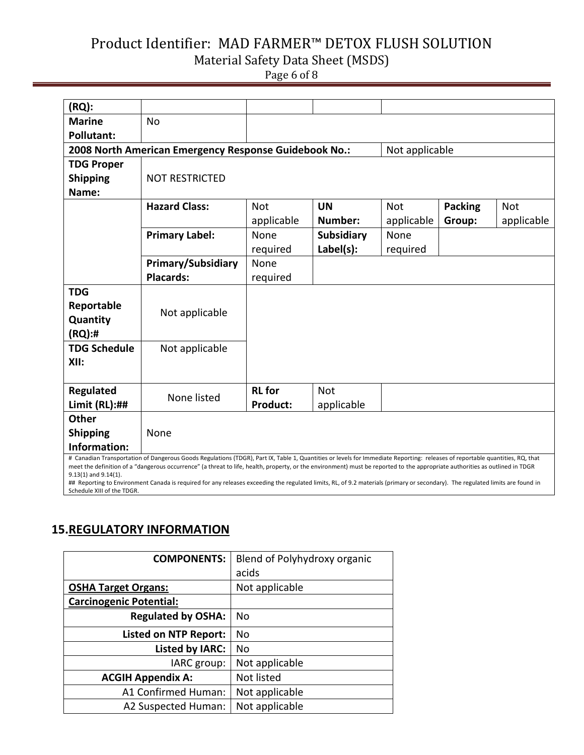| (RQ): | | | | | | |
|---|---|---|---|---|---|---|
| **Marine Pollutant:** | No | | | | | |
| **2008 North American Emergency Response Guidebook No.:** | | | | Not applicable | | |
| **TDG Proper Shipping Name:** | NOT RESTRICTED | | | | | |
| | **Hazard Class:** | Not applicable | **UN Number:** | Not applicable | **Packing Group:** | Not applicable |
| | **Primary Label:** | None required | **Subsidiary Label(s):** | None required | | |
| | **Primary/Subsidiary Placards:** | None required | | | | |
| **TDG Reportable Quantity (RQ):#** | Not applicable | | | | | |
| **TDG Schedule XII:** | Not applicable | | | | | |
| **Regulated Limit (RL):##** | None listed | **RL for Product:** | Not applicable | | | |
| **Other Shipping Information:** | None | | | | | |

# Canadian Transportation of Dangerous Goods Regulations (TDGR), Part IX, Table 1, Quantities or levels for Immediate Reporting: releases of reportable quantities, RQ, that meet the definition of a "dangerous occurrence" (a threat to life, health, property, or the environment) must be reported to the appropriate authorities as outlined in TDGR 9.13(1) and 9.14(1).
## Reporting to Environment Canada is required for any releases exceeding the regulated limits, RL, of 9.2 materials (primary or secondary). The regulated limits are found in Schedule XIII of the TDGR.

## 15. REGULATORY INFORMATION

| **COMPONENTS:** | Blend of Polyhydroxy organic acids |
|---|---|
| **OSHA Target Organs:** | Not applicable |
| **Carcinogenic Potential:** | |
| **Regulated by OSHA:** | No |
| **Listed on NTP Report:** | No |
| **Listed by IARC:** | No |
| IARC group: | Not applicable |
| **ACGIH Appendix A:** | Not listed |
| A1 Confirmed Human: | Not applicable |
| A2 Suspected Human: | Not applicable |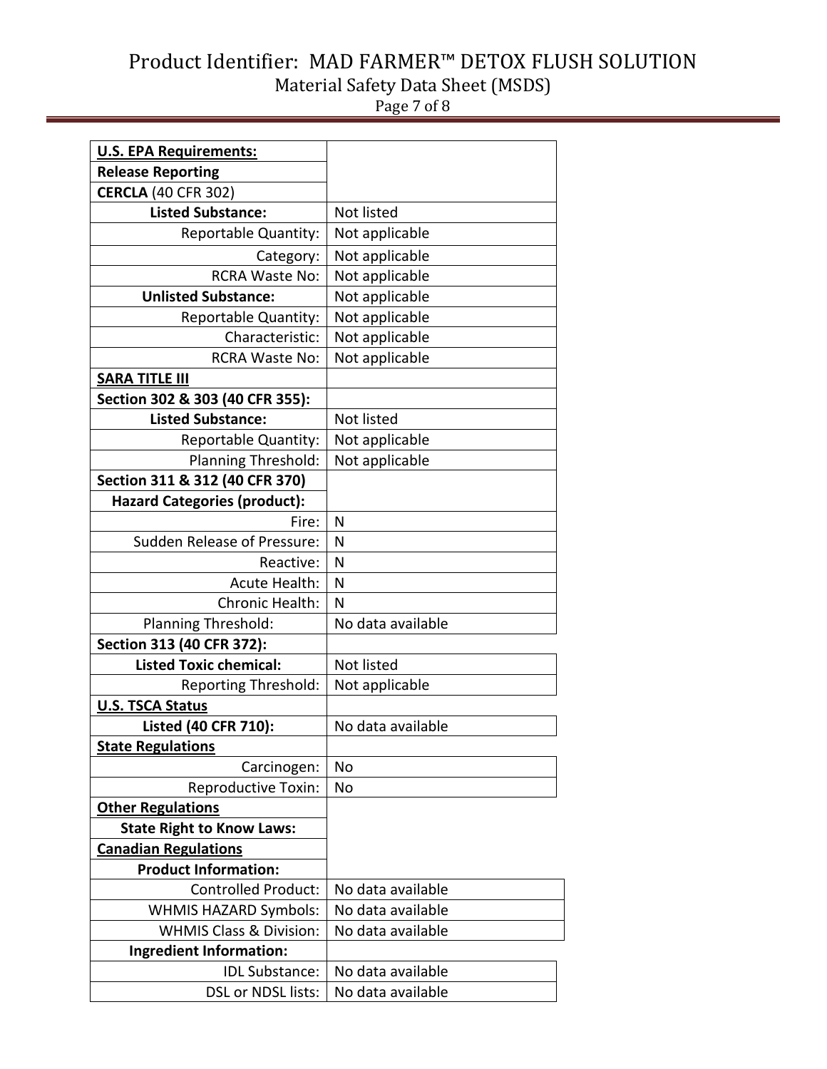| **U.S. EPA Requirements:** | |
|---|---|
| **Release Reporting** | |
| **CERCLA** (40 CFR 302) | |
| **Listed Substance:** | Not listed |
| Reportable Quantity: | Not applicable |
| Category: | Not applicable |
| RCRA Waste No: | Not applicable |
| **Unlisted Substance:** | Not applicable |
| Reportable Quantity: | Not applicable |
| Characteristic: | Not applicable |
| RCRA Waste No: | Not applicable |
| **SARA TITLE III** | |
| **Section 302 & 303 (40 CFR 355):** | |
| **Listed Substance:** | Not listed |
| Reportable Quantity: | Not applicable |
| Planning Threshold: | Not applicable |
| **Section 311 & 312 (40 CFR 370)** | |
| **Hazard Categories (product):** | |
| Fire: | N |
| Sudden Release of Pressure: | N |
| Reactive: | N |
| Acute Health: | N |
| Chronic Health: | N |
| Planning Threshold: | No data available |
| **Section 313 (40 CFR 372):** | |
| **Listed Toxic chemical:** | Not listed |
| Reporting Threshold: | Not applicable |
| **U.S. TSCA Status** | |
| **Listed (40 CFR 710):** | No data available |
| **State Regulations** | |
| Carcinogen: | No |
| Reproductive Toxin: | No |
| **Other Regulations** | |
| **State Right to Know Laws:** | |
| **Canadian Regulations** | |
| **Product Information:** | |
| Controlled Product: | No data available |
| WHMIS HAZARD Symbols: | No data available |
| WHMIS Class & Division: | No data available |
| **Ingredient Information:** | |
| IDL Substance: | No data available |
| DSL or NDSL lists: | No data available |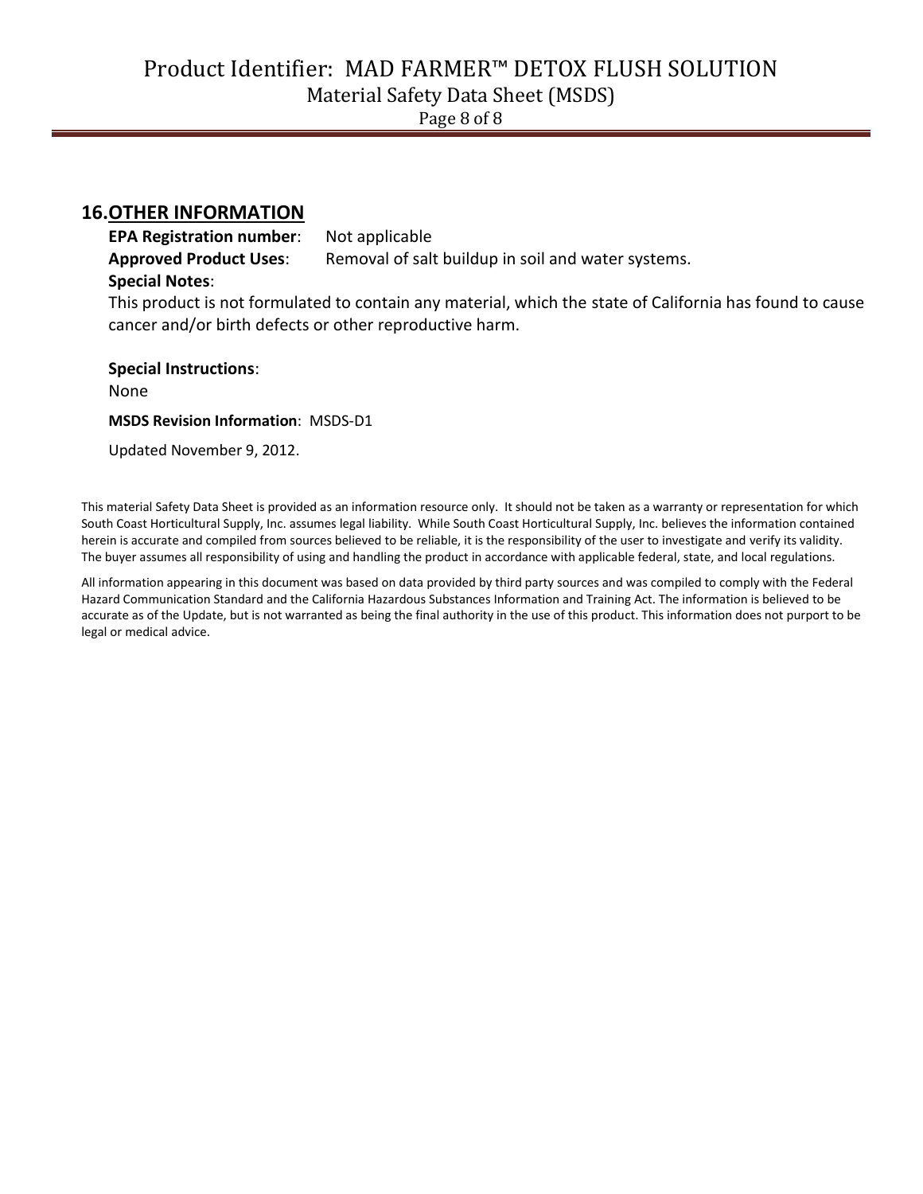## 16. OTHER INFORMATION

**EPA Registration number**: Not applicable

**Approved Product Uses**: Removal of salt buildup in soil and water systems.

**Special Notes**:

This product is not formulated to contain any material, which the state of California has found to cause cancer and/or birth defects or other reproductive harm.

**Special Instructions**:

None

**MSDS Revision Information**: MSDS-D1

Updated November 9, 2012.

This material Safety Data Sheet is provided as an information resource only. It should not be taken as a warranty or representation for which South Coast Horticultural Supply, Inc. assumes legal liability. While South Coast Horticultural Supply, Inc. believes the information contained herein is accurate and compiled from sources believed to be reliable, it is the responsibility of the user to investigate and verify its validity. The buyer assumes all responsibility of using and handling the product in accordance with applicable federal, state, and local regulations.

All information appearing in this document was based on data provided by third party sources and was compiled to comply with the Federal Hazard Communication Standard and the California Hazardous Substances Information and Training Act. The information is believed to be accurate as of the Update, but is not warranted as being the final authority in the use of this product. This information does not purport to be legal or medical advice.